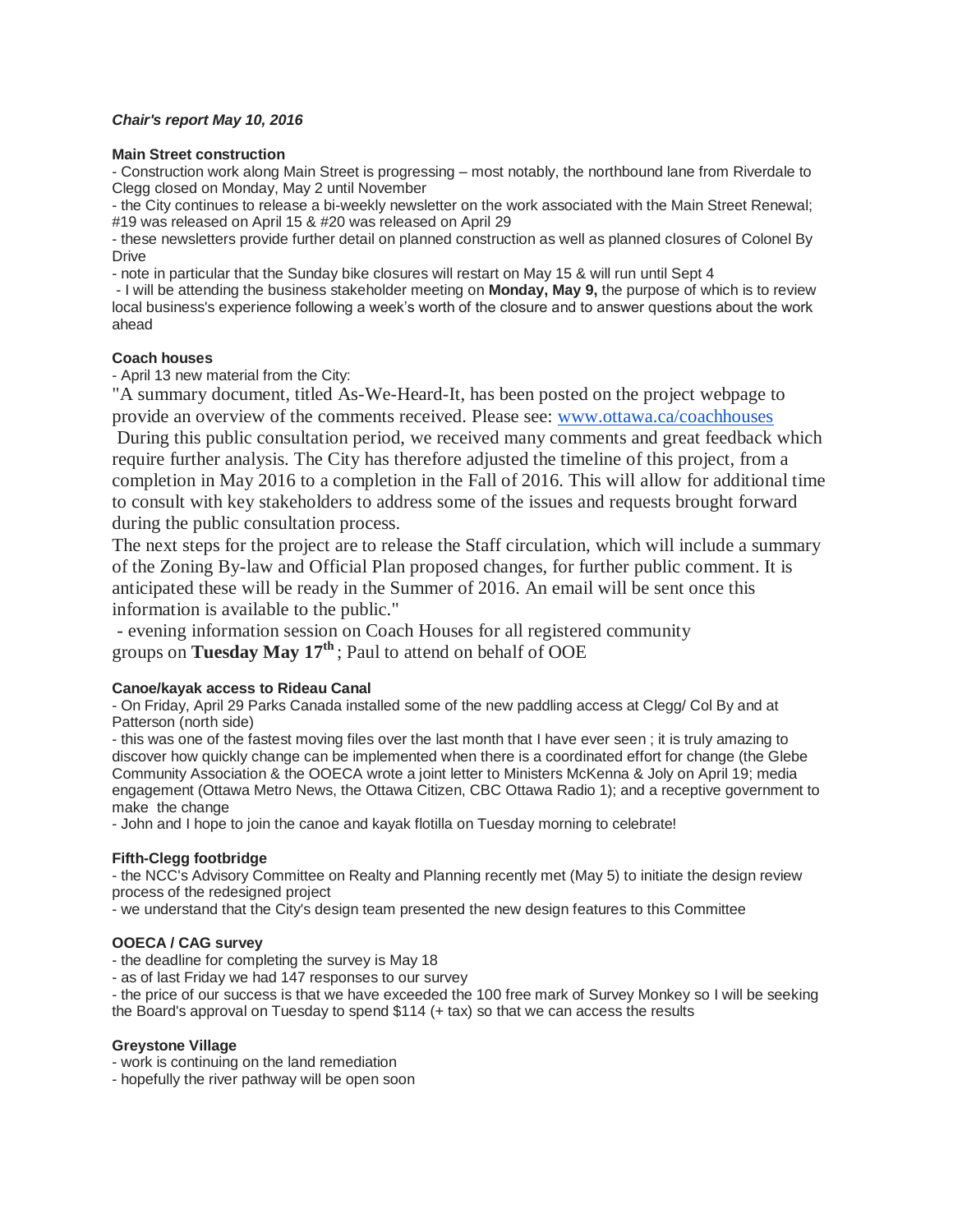***Chair's report May 10, 2016***

**Main Street construction**

- Construction work along Main Street is progressing – most notably, the northbound lane from Riverdale to Clegg closed on Monday, May 2 until November
- the City continues to release a bi-weekly newsletter on the work associated with the Main Street Renewal; #19 was released on April 15 & #20 was released on April 29
- these newsletters provide further detail on planned construction as well as planned closures of Colonel By Drive
- note in particular that the Sunday bike closures will restart on May 15 & will run until Sept 4
- I will be attending the business stakeholder meeting on **Monday, May 9,** the purpose of which is to review local business's experience following a week's worth of the closure and to answer questions about the work ahead

**Coach houses**

- April 13 new material from the City:

"A summary document, titled As-We-Heard-It, has been posted on the project webpage to provide an overview of the comments received. Please see: [www.ottawa.ca/coachhouses](http://www.ottawa.ca/coachhouses)

During this public consultation period, we received many comments and great feedback which require further analysis. The City has therefore adjusted the timeline of this project, from a completion in May 2016 to a completion in the Fall of 2016. This will allow for additional time to consult with key stakeholders to address some of the issues and requests brought forward during the public consultation process.

The next steps for the project are to release the Staff circulation, which will include a summary of the Zoning By-law and Official Plan proposed changes, for further public comment. It is anticipated these will be ready in the Summer of 2016. An email will be sent once this information is available to the public."

- evening information session on Coach Houses for all registered community groups on **Tuesday May 17th**; Paul to attend on behalf of OOE

**Canoe/kayak access to Rideau Canal**

- On Friday, April 29 Parks Canada installed some of the new paddling access at Clegg/ Col By and at Patterson (north side)
- this was one of the fastest moving files over the last month that I have ever seen ; it is truly amazing to discover how quickly change can be implemented when there is a coordinated effort for change (the Glebe Community Association & the OOECA wrote a joint letter to Ministers McKenna & Joly on April 19; media engagement (Ottawa Metro News, the Ottawa Citizen, CBC Ottawa Radio 1); and a receptive government to make the change
- John and I hope to join the canoe and kayak flotilla on Tuesday morning to celebrate!

**Fifth-Clegg footbridge**

- the NCC's Advisory Committee on Realty and Planning recently met (May 5) to initiate the design review process of the redesigned project
- we understand that the City's design team presented the new design features to this Committee

**OOECA / CAG survey**

- the deadline for completing the survey is May 18
- as of last Friday we had 147 responses to our survey
- the price of our success is that we have exceeded the 100 free mark of Survey Monkey so I will be seeking the Board's approval on Tuesday to spend $114 (+ tax) so that we can access the results

**Greystone Village**

- work is continuing on the land remediation
- hopefully the river pathway will be open soon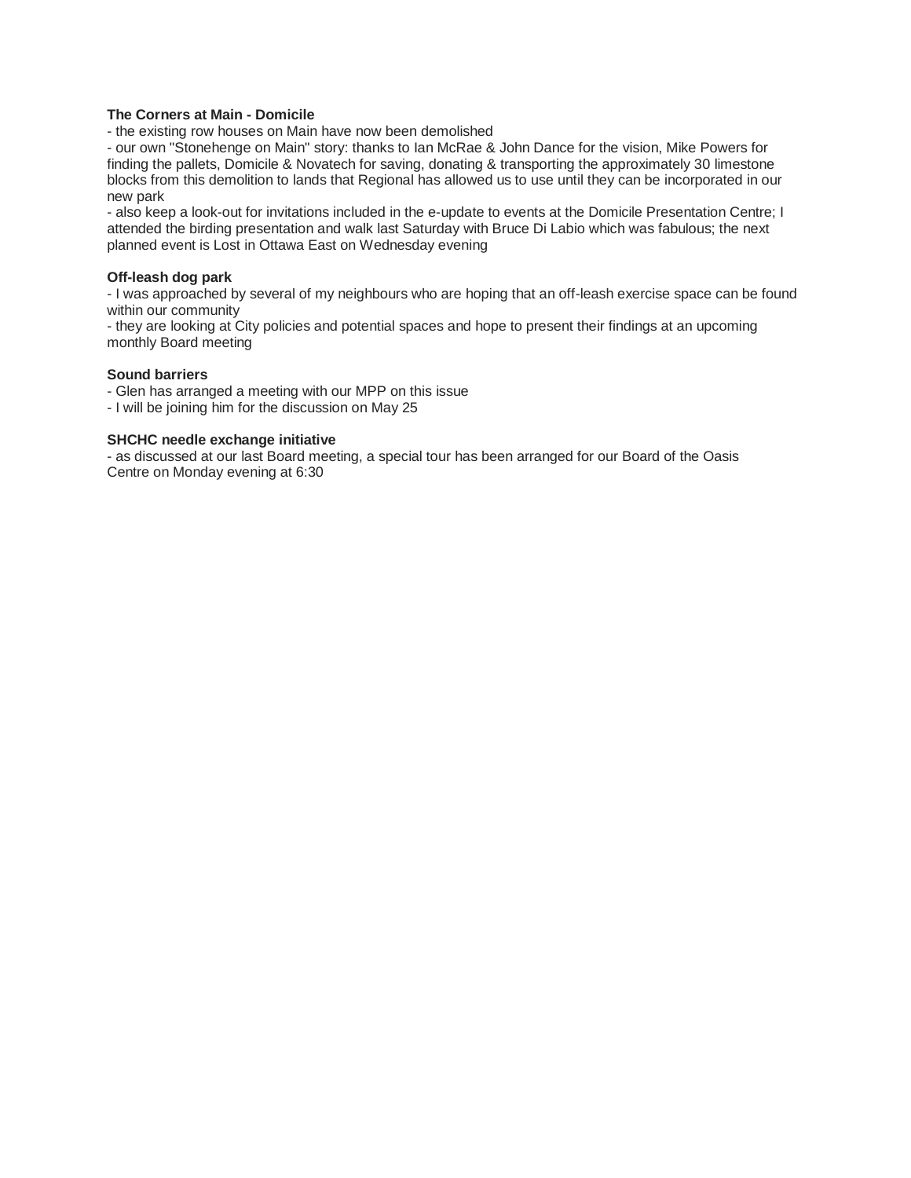**The Corners at Main - Domicile**

- the existing row houses on Main have now been demolished
- our own "Stonehenge on Main" story: thanks to Ian McRae & John Dance for the vision, Mike Powers for finding the pallets, Domicile & Novatech for saving, donating & transporting the approximately 30 limestone blocks from this demolition to lands that Regional has allowed us to use until they can be incorporated in our new park
- also keep a look-out for invitations included in the e-update to events at the Domicile Presentation Centre; I attended the birding presentation and walk last Saturday with Bruce Di Labio which was fabulous; the next planned event is Lost in Ottawa East on Wednesday evening

**Off-leash dog park**

- I was approached by several of my neighbours who are hoping that an off-leash exercise space can be found within our community
- they are looking at City policies and potential spaces and hope to present their findings at an upcoming monthly Board meeting

**Sound barriers**

- Glen has arranged a meeting with our MPP on this issue
- I will be joining him for the discussion on May 25

**SHCHC needle exchange initiative**

- as discussed at our last Board meeting, a special tour has been arranged for our Board of the Oasis Centre on Monday evening at 6:30